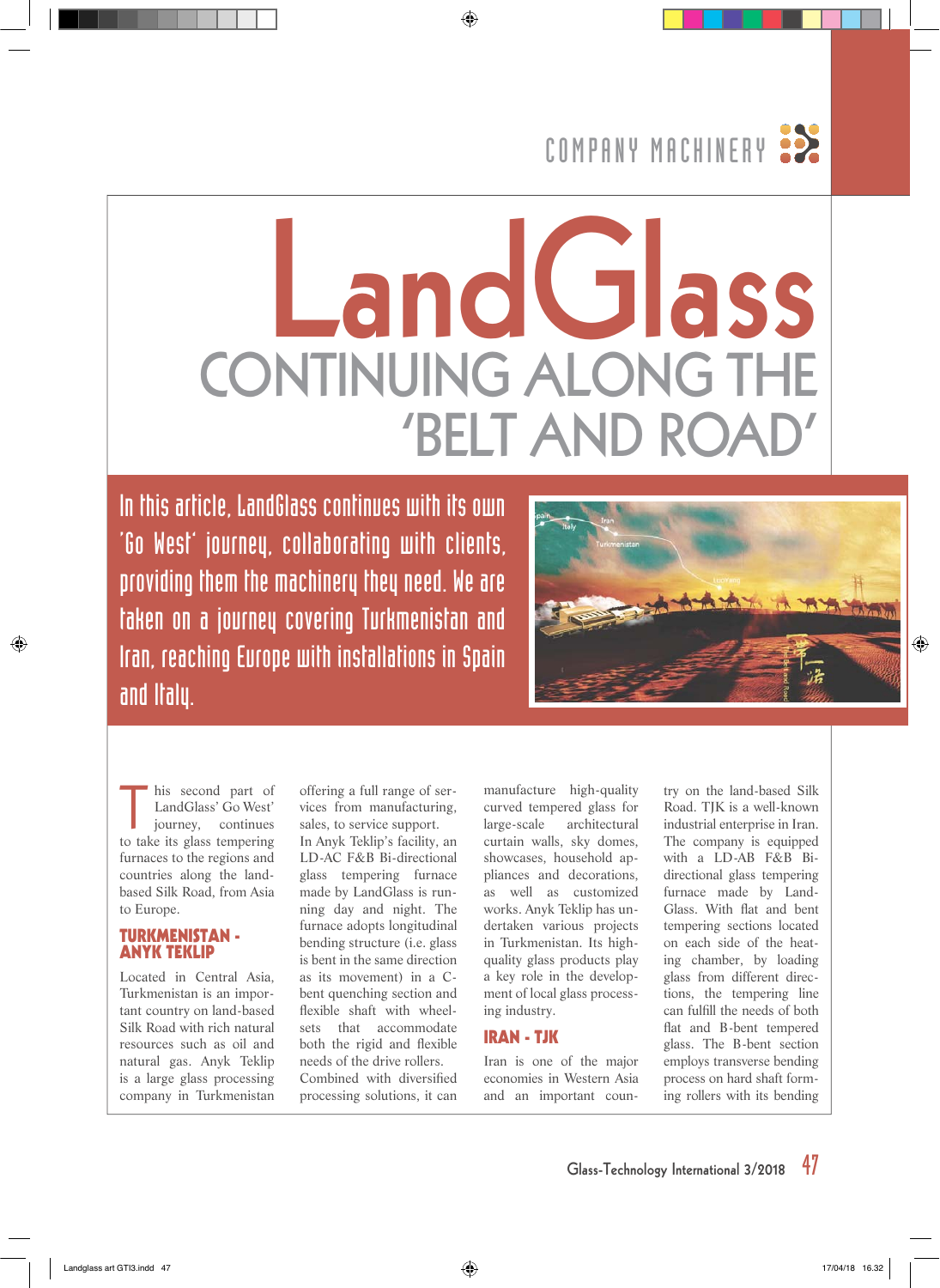# LandGlass

## CONTINUING ALONG THE 'BELT AND ROAD'

**In this article, LandGlass continues with its own 'Go West' journey, collaborating with clients, providing them the machinery they need. We are taken on a journey covering Turkmenistan and Iran, reaching Europe with installations in Spain and Italy.**

This second part of LandGlass' Go West' journey, continues to take its glass tempering furnaces to the regions and countries along the land-based Silk Road, from Asia to Europe.

### TURKMENISTAN - ANYK TEKLIP

Located in Central Asia, Turkmenistan is an important country on land-based Silk Road with rich natural resources such as oil and natural gas. Anyk Teklip is a large glass processing company in Turkmenistan offering a full range of services from manufacturing, sales, to service support.

In Anyk Teklip's facility, an LD-AC F&B Bi-directional glass tempering furnace made by LandGlass is running day and night. The furnace adopts longitudinal bending structure (i.e. glass is bent in the same direction as its movement) in a C-bent quenching section and flexible shaft with wheel-sets that accommodate both the rigid and flexible needs of the drive rollers. Combined with diversified processing solutions, it can manufacture high-quality curved tempered glass for large-scale architectural curtain walls, sky domes, showcases, household appliances and decorations, as well as customized works. Anyk Teklip has undertaken various projects in Turkmenistan. Its high-quality glass products play a key role in the development of local glass processing industry.

### IRAN - TJK

Iran is one of the major economies in Western Asia and an important country on the land-based Silk Road. TJK is a well-known industrial enterprise in Iran. The company is equipped with a LD-AB F&B Bi-directional glass tempering furnace made by LandGlass. With flat and bent tempering sections located on each side of the heating chamber, by loading glass from different directions, the tempering line can fulfill the needs of both flat and B-bent tempered glass. The B-bent section employs transverse bending process on hard shaft forming rollers with its bending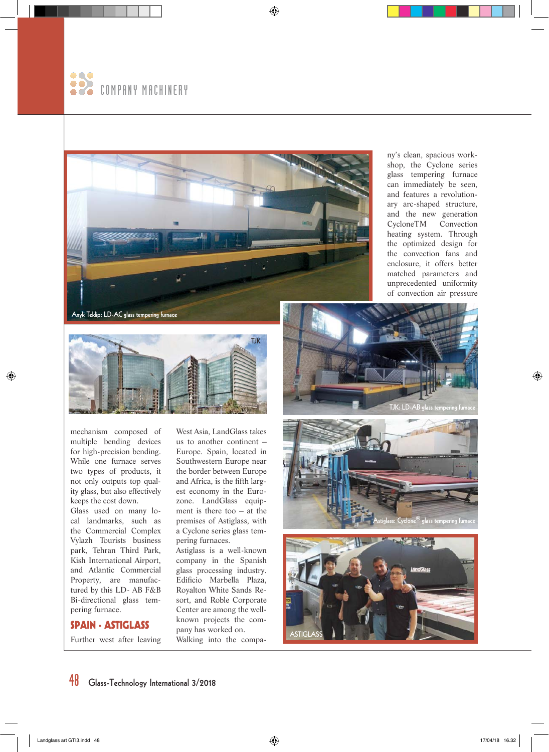ny's clean, spacious workshop, the Cyclone series glass tempering furnace can immediately be seen, and features a revolutionary arc-shaped structure, and the new generation CycloneTM Convection heating system. Through the optimized design for the convection fans and enclosure, it offers better matched parameters and unprecedented uniformity of convection air pressure

Anyk Teklip: LD-AC glass tempering furnace

TJK

TJK: LD-AB glass tempering furnace

Astiglass: Cyclone® glass tempering furnace

ASTIGLASS

mechanism composed of multiple bending devices for high-precision bending. While one furnace serves two types of products, it not only outputs top quality glass, but also effectively keeps the cost down.

Glass used on many local landmarks, such as the Commercial Complex Vylazh Tourists business park, Tehran Third Park, Kish International Airport, and Atlantic Commercial Property, are manufactured by this LD- AB F&B Bi-directional glass tempering furnace.

## SPAIN - ASTIGLASS

Further west after leaving West Asia, LandGlass takes us to another continent – Europe. Spain, located in Southwestern Europe near the border between Europe and Africa, is the fifth largest economy in the Eurozone. LandGlass equipment is there too – at the premises of Astiglass, with a Cyclone series glass tempering furnaces.

Astiglass is a well-known company in the Spanish glass processing industry. Edificio Marbella Plaza, Royalton White Sands Resort, and Roble Corporate Center are among the well-known projects the company has worked on.

Walking into the compa-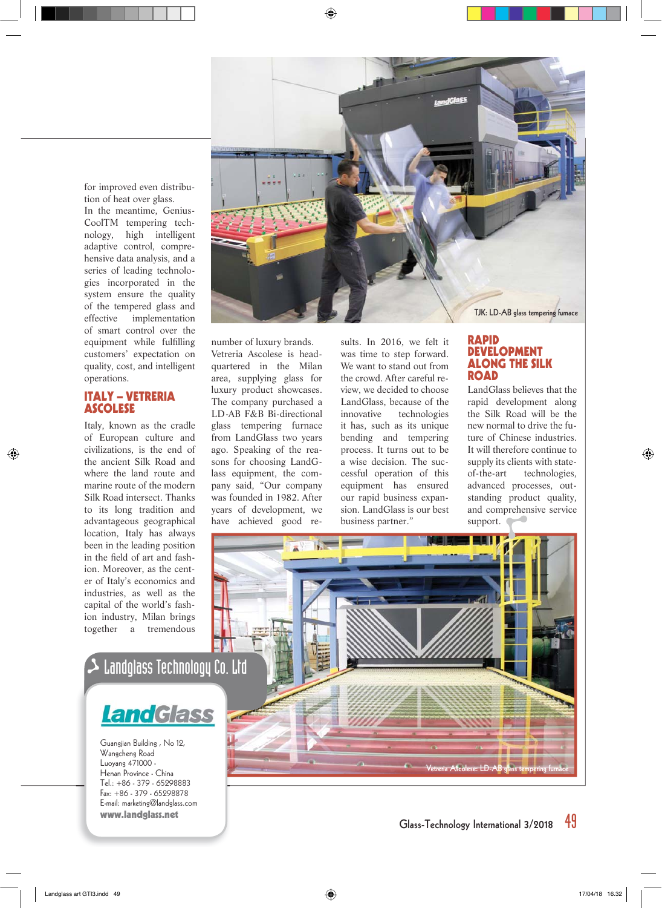for improved even distribution of heat over glass.

In the meantime, Genius-CoolTM tempering technology, high intelligent adaptive control, comprehensive data analysis, and a series of leading technologies incorporated in the system ensure the quality of the tempered glass and effective implementation of smart control over the equipment while fulfilling customers' expectation on quality, cost, and intelligent operations.

## ITALY – VETRERIA ASCOLESE

Italy, known as the cradle of European culture and civilizations, is the end of the ancient Silk Road and where the land route and marine route of the modern Silk Road intersect. Thanks to its long tradition and advantageous geographical location, Italy has always been in the leading position in the field of art and fashion. Moreover, as the center of Italy's economics and industries, as well as the capital of the world's fashion industry, Milan brings together a tremendous number of luxury brands. Vetreria Ascolese is headquartered in the Milan area, supplying glass for luxury product showcases. The company purchased a LD-AB F&B Bi-directional glass tempering furnace from LandGlass two years ago. Speaking of the reasons for choosing LandGlass equipment, the company said, "Our company was founded in 1982. After years of development, we have achieved good results. In 2016, we felt it was time to step forward. We want to stand out from the crowd. After careful review, we decided to choose LandGlass, because of the innovative technologies it has, such as its unique bending and tempering process. It turns out to be a wise decision. The successful operation of this equipment has ensured our rapid business expansion. LandGlass is our best business partner."

TJK: LD-AB glass tempering furnace

## RAPID DEVELOPMENT ALONG THE SILK ROAD

LandGlass believes that the rapid development along the Silk Road will be the new normal to drive the future of Chinese industries. It will therefore continue to supply its clients with state-of-the-art technologies, advanced processes, outstanding product quality, and comprehensive service support.

Vetreria Ascolese: LD-AB glass tempering furnace

**Landglass Technology Co. Ltd**

LandGlass

Guangjian Building , No 12,
Wangcheng Road
Luoyang 471000 -
Henan Province - China
Tel.: +86 - 379 - 65298883
Fax: +86 - 379 - 65298878
E-mail: marketing@landglass.com
**www.landglass.net**